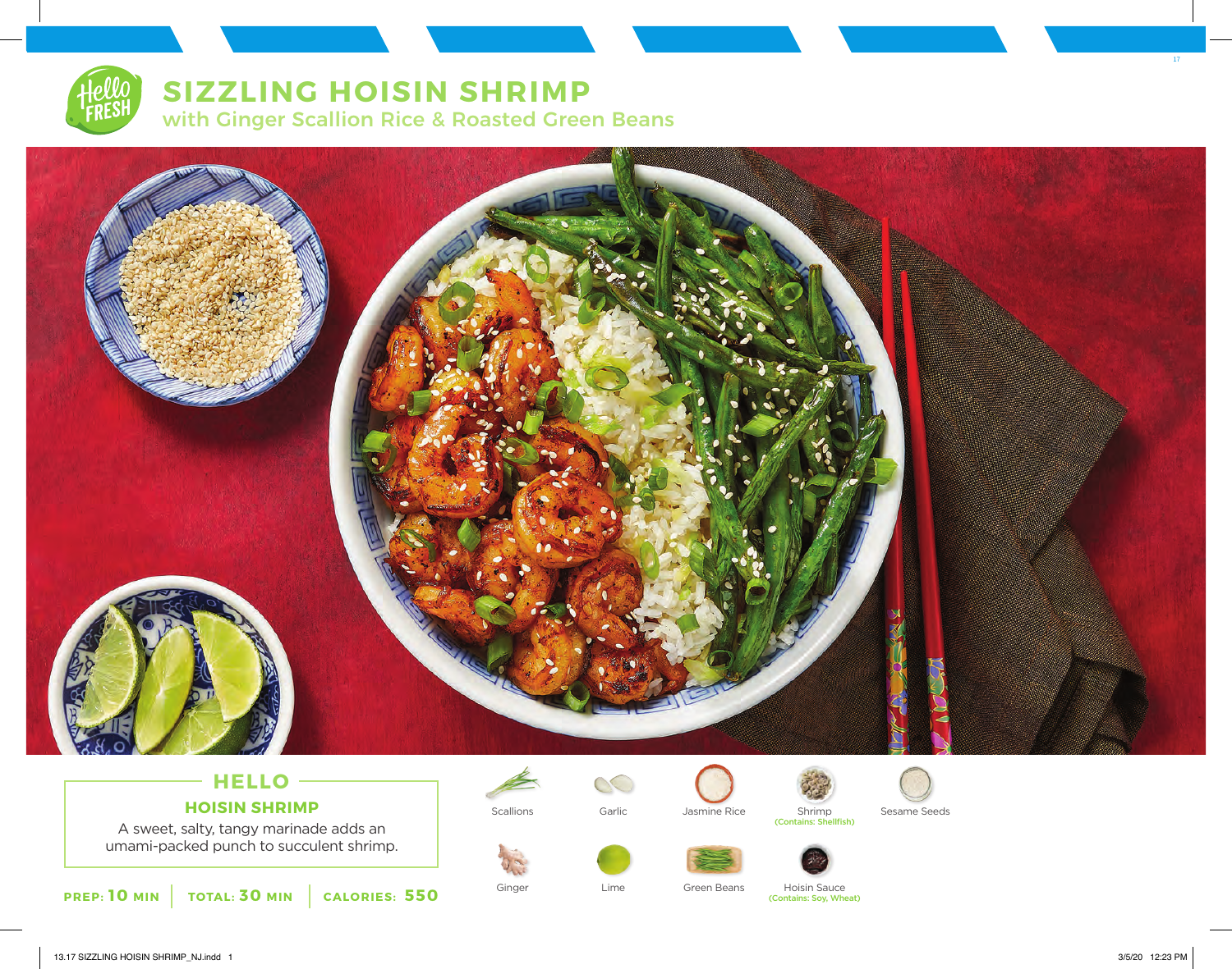# SIZZLING HOISIN SHRIMP

## with Ginger Scallion Rice & Roasted Green Beans

### HELLO

### HOISIN SHRIMP

A sweet, salty, tangy marinade adds an umami-packed punch to succulent shrimp.

**PREP: 10 MIN** | **TOTAL: 30 MIN** | **CALORIES: 550**

- Scallions
- Garlic
- Jasmine Rice
- Shrimp (Contains: Shellfish)
- Sesame Seeds
- Ginger
- Lime
- Green Beans
- Hoisin Sauce (Contains: Soy, Wheat)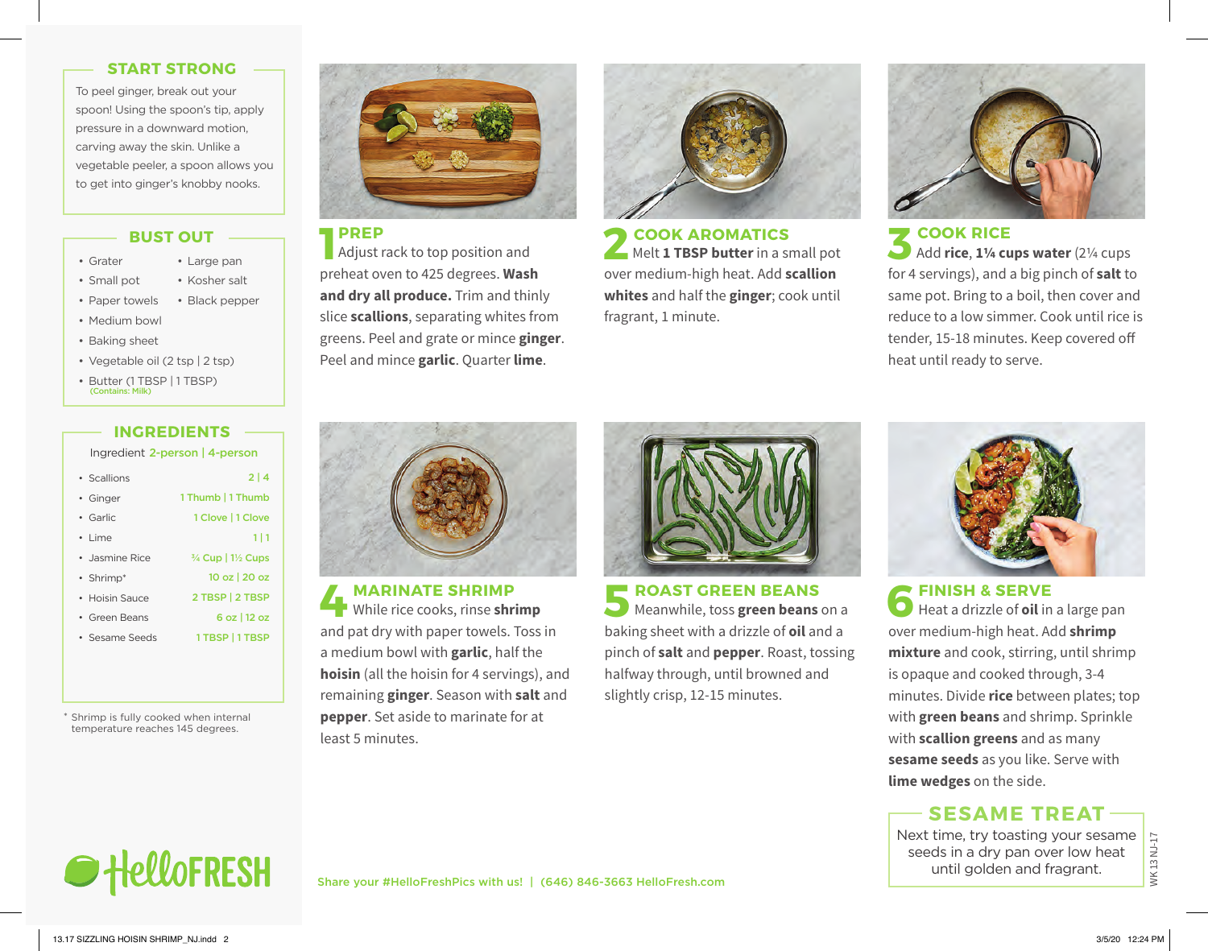## START STRONG

To peel ginger, break out your spoon! Using the spoon's tip, apply pressure in a downward motion, carving away the skin. Unlike a vegetable peeler, a spoon allows you to get into ginger's knobby nooks.

## BUST OUT

- Grater
- Small pot
- Paper towels
- Medium bowl
- Baking sheet
- Vegetable oil (2 tsp | 2 tsp)
- Butter (1 TBSP | 1 TBSP) (Contains: Milk)
- Large pan
- Kosher salt
- Black pepper

## INGREDIENTS

| Ingredient | 2-person \| 4-person |
| --- | --- |
| Scallions | 2 \| 4 |
| Ginger | 1 Thumb \| 1 Thumb |
| Garlic | 1 Clove \| 1 Clove |
| Lime | 1 \| 1 |
| Jasmine Rice | ¾ Cup \| 1½ Cups |
| Shrimp* | 10 oz \| 20 oz |
| Hoisin Sauce | 2 TBSP \| 2 TBSP |
| Green Beans | 6 oz \| 12 oz |
| Sesame Seeds | 1 TBSP \| 1 TBSP |

\* Shrimp is fully cooked when internal temperature reaches 145 degrees.

## 1 PREP

Adjust rack to top position and preheat oven to 425 degrees. **Wash and dry all produce.** Trim and thinly slice **scallions**, separating whites from greens. Peel and grate or mince **ginger**. Peel and mince **garlic**. Quarter **lime**.

## 2 COOK AROMATICS

Melt **1 TBSP butter** in a small pot over medium-high heat. Add **scallion whites** and half the **ginger**; cook until fragrant, 1 minute.

## 3 COOK RICE

Add **rice**, **1¼ cups water** (2¼ cups for 4 servings), and a big pinch of **salt** to same pot. Bring to a boil, then cover and reduce to a low simmer. Cook until rice is tender, 15-18 minutes. Keep covered off heat until ready to serve.

## 4 MARINATE SHRIMP

While rice cooks, rinse **shrimp** and pat dry with paper towels. Toss in a medium bowl with **garlic**, half the **hoisin** (all the hoisin for 4 servings), and remaining **ginger**. Season with **salt** and **pepper**. Set aside to marinate for at least 5 minutes.

## 5 ROAST GREEN BEANS

Meanwhile, toss **green beans** on a baking sheet with a drizzle of **oil** and a pinch of **salt** and **pepper**. Roast, tossing halfway through, until browned and slightly crisp, 12-15 minutes.

## 6 FINISH & SERVE

Heat a drizzle of **oil** in a large pan over medium-high heat. Add **shrimp mixture** and cook, stirring, until shrimp is opaque and cooked through, 3-4 minutes. Divide **rice** between plates; top with **green beans** and shrimp. Sprinkle with **scallion greens** and as many **sesame seeds** as you like. Serve with **lime wedges** on the side.

## SESAME TREAT

Next time, try toasting your sesame seeds in a dry pan over low heat until golden and fragrant.

HelloFRESH

Share your #HelloFreshPics with us! | (646) 846-3663 HelloFresh.com

WK 13 NJ-17